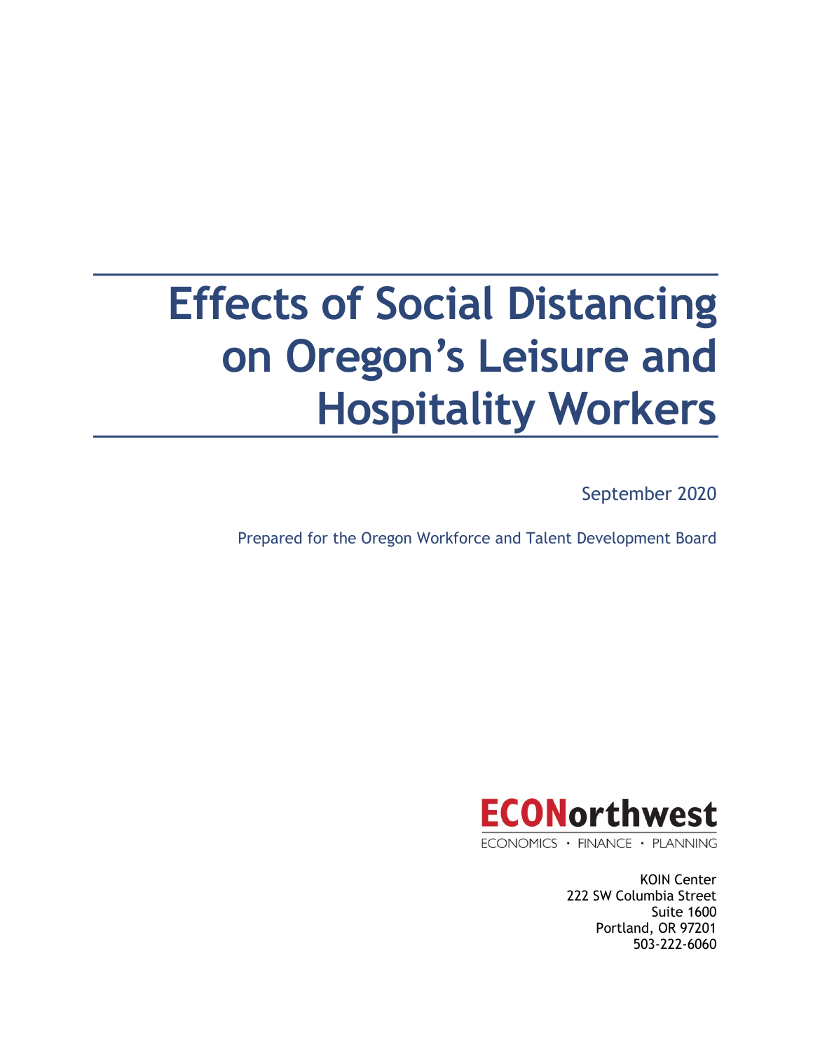# Effects of Social Distancing on Oregon's Leisure and Hospitality Workers

September 2020

Prepared for the Oregon Workforce and Talent Development Board

ECONorthwest
ECONOMICS · FINANCE · PLANNING

KOIN Center
222 SW Columbia Street
Suite 1600
Portland, OR 97201
503-222-6060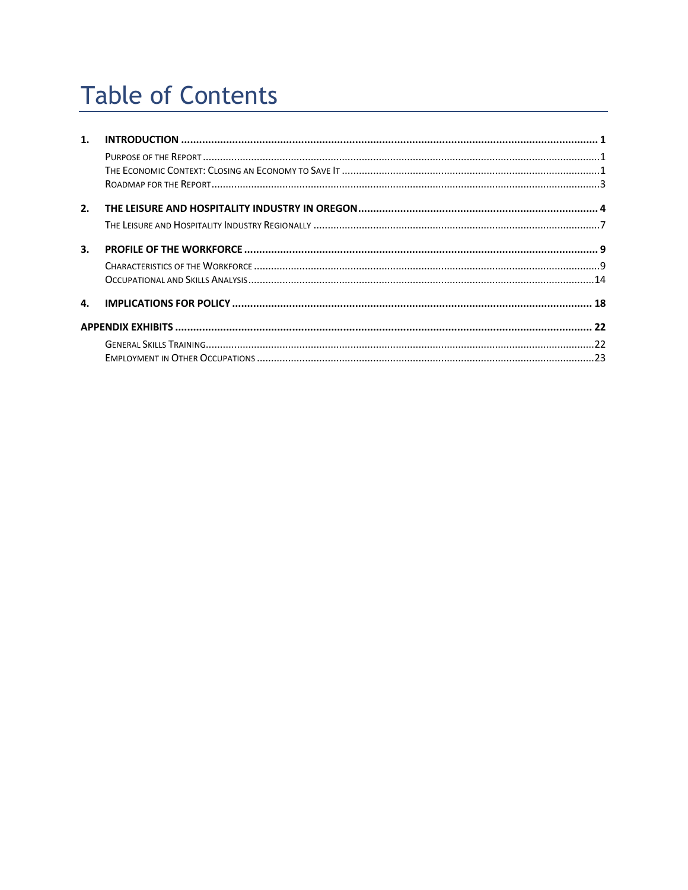# Table of Contents

1. **INTRODUCTION** ..... **1**
   - Purpose of the Report ..... 1
   - The Economic Context: Closing an Economy to Save It ..... 1
   - Roadmap for the Report ..... 3
2. **THE LEISURE AND HOSPITALITY INDUSTRY IN OREGON** ..... **4**
   - The Leisure and Hospitality Industry Regionally ..... 7
3. **PROFILE OF THE WORKFORCE** ..... **9**
   - Characteristics of the Workforce ..... 9
   - Occupational and Skills Analysis ..... 14
4. **IMPLICATIONS FOR POLICY** ..... **18**

**APPENDIX EXHIBITS** ..... **22**

- General Skills Training ..... 22
- Employment in Other Occupations ..... 23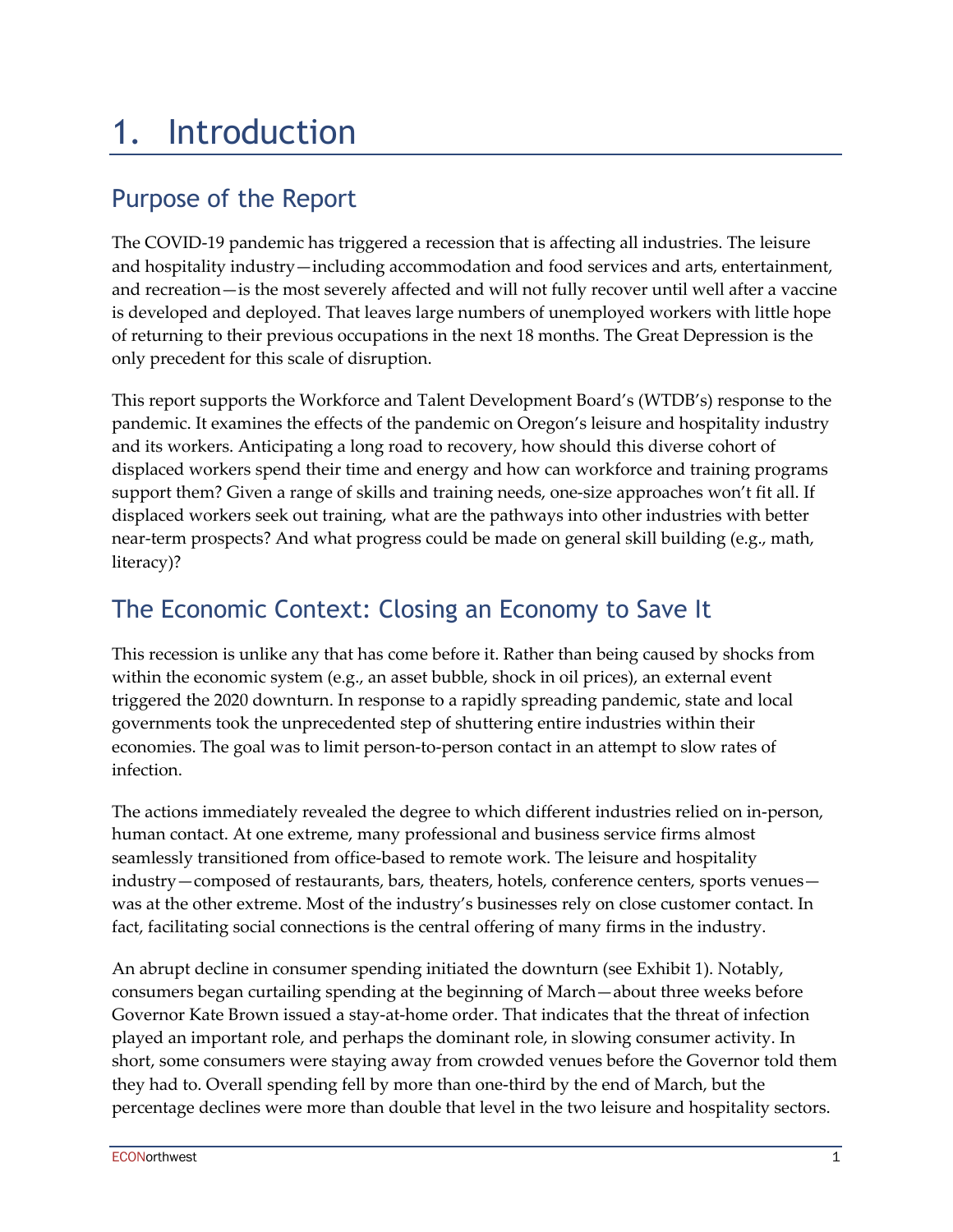# 1. Introduction

## Purpose of the Report

The COVID-19 pandemic has triggered a recession that is affecting all industries. The leisure and hospitality industry—including accommodation and food services and arts, entertainment, and recreation—is the most severely affected and will not fully recover until well after a vaccine is developed and deployed. That leaves large numbers of unemployed workers with little hope of returning to their previous occupations in the next 18 months. The Great Depression is the only precedent for this scale of disruption.

This report supports the Workforce and Talent Development Board's (WTDB's) response to the pandemic. It examines the effects of the pandemic on Oregon's leisure and hospitality industry and its workers. Anticipating a long road to recovery, how should this diverse cohort of displaced workers spend their time and energy and how can workforce and training programs support them? Given a range of skills and training needs, one-size approaches won't fit all. If displaced workers seek out training, what are the pathways into other industries with better near-term prospects? And what progress could be made on general skill building (e.g., math, literacy)?

## The Economic Context: Closing an Economy to Save It

This recession is unlike any that has come before it. Rather than being caused by shocks from within the economic system (e.g., an asset bubble, shock in oil prices), an external event triggered the 2020 downturn. In response to a rapidly spreading pandemic, state and local governments took the unprecedented step of shuttering entire industries within their economies. The goal was to limit person-to-person contact in an attempt to slow rates of infection.

The actions immediately revealed the degree to which different industries relied on in-person, human contact. At one extreme, many professional and business service firms almost seamlessly transitioned from office-based to remote work. The leisure and hospitality industry—composed of restaurants, bars, theaters, hotels, conference centers, sports venues—was at the other extreme. Most of the industry's businesses rely on close customer contact. In fact, facilitating social connections is the central offering of many firms in the industry.

An abrupt decline in consumer spending initiated the downturn (see Exhibit 1). Notably, consumers began curtailing spending at the beginning of March—about three weeks before Governor Kate Brown issued a stay-at-home order. That indicates that the threat of infection played an important role, and perhaps the dominant role, in slowing consumer activity. In short, some consumers were staying away from crowded venues before the Governor told them they had to. Overall spending fell by more than one-third by the end of March, but the percentage declines were more than double that level in the two leisure and hospitality sectors.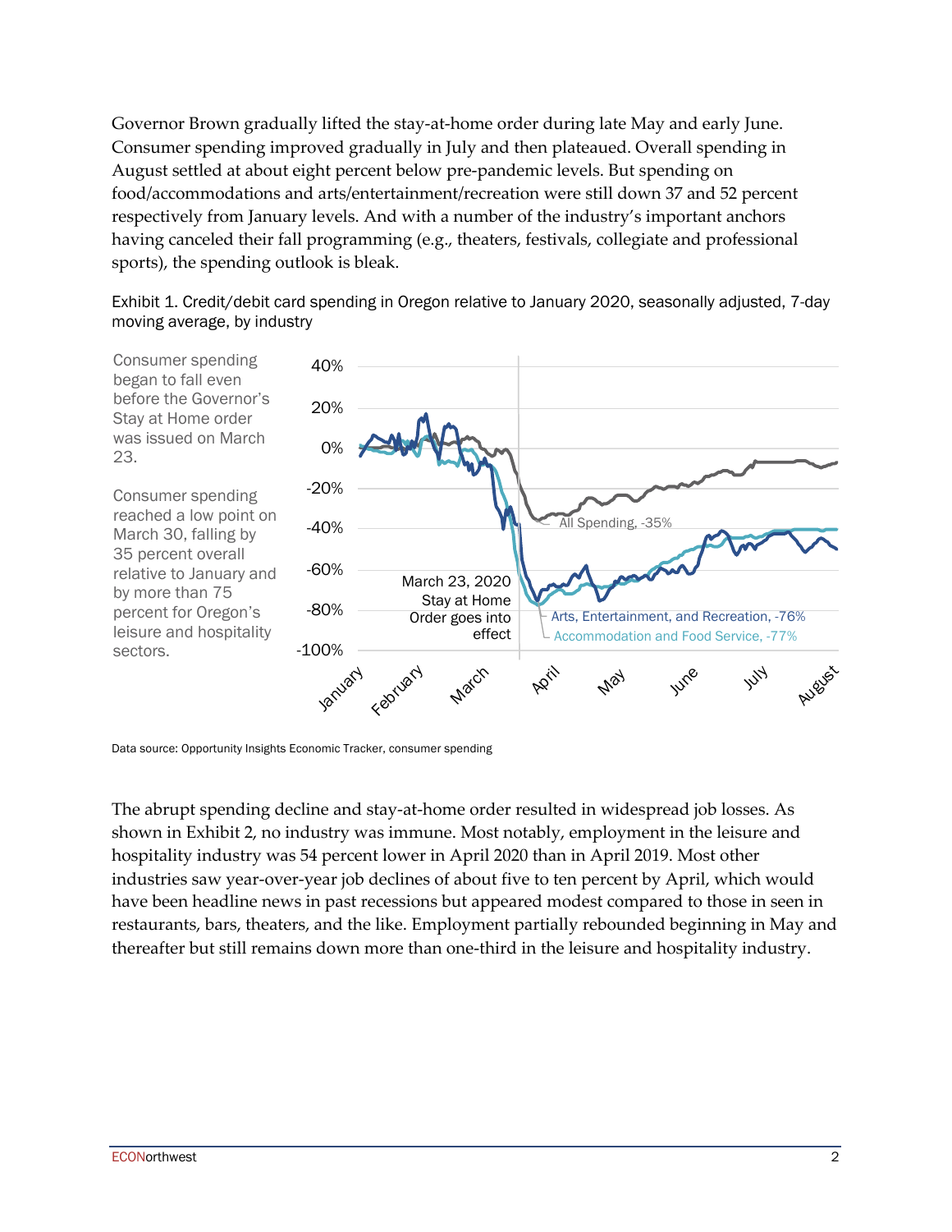Governor Brown gradually lifted the stay-at-home order during late May and early June. Consumer spending improved gradually in July and then plateaued. Overall spending in August settled at about eight percent below pre-pandemic levels. But spending on food/accommodations and arts/entertainment/recreation were still down 37 and 52 percent respectively from January levels. And with a number of the industry's important anchors having canceled their fall programming (e.g., theaters, festivals, collegiate and professional sports), the spending outlook is bleak.

Exhibit 1. Credit/debit card spending in Oregon relative to January 2020, seasonally adjusted, 7-day moving average, by industry

Consumer spending began to fall even before the Governor's Stay at Home order was issued on March 23.

Consumer spending reached a low point on March 30, falling by 35 percent overall relative to January and by more than 75 percent for Oregon's leisure and hospitality sectors.

Data source: Opportunity Insights Economic Tracker, consumer spending

The abrupt spending decline and stay-at-home order resulted in widespread job losses. As shown in Exhibit 2, no industry was immune. Most notably, employment in the leisure and hospitality industry was 54 percent lower in April 2020 than in April 2019. Most other industries saw year-over-year job declines of about five to ten percent by April, which would have been headline news in past recessions but appeared modest compared to those in seen in restaurants, bars, theaters, and the like. Employment partially rebounded beginning in May and thereafter but still remains down more than one-third in the leisure and hospitality industry.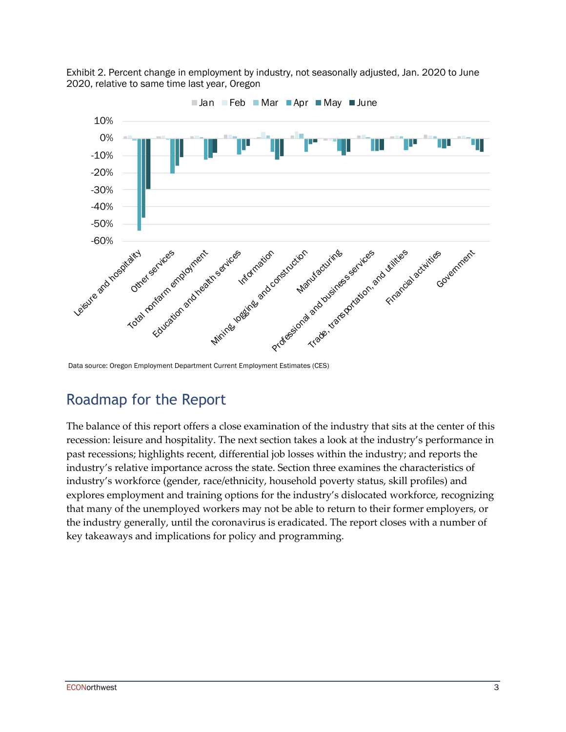Exhibit 2. Percent change in employment by industry, not seasonally adjusted, Jan. 2020 to June 2020, relative to same time last year, Oregon

Data source: Oregon Employment Department Current Employment Estimates (CES)

## Roadmap for the Report

The balance of this report offers a close examination of the industry that sits at the center of this recession: leisure and hospitality. The next section takes a look at the industry's performance in past recessions; highlights recent, differential job losses within the industry; and reports the industry's relative importance across the state. Section three examines the characteristics of industry's workforce (gender, race/ethnicity, household poverty status, skill profiles) and explores employment and training options for the industry's dislocated workforce, recognizing that many of the unemployed workers may not be able to return to their former employers, or the industry generally, until the coronavirus is eradicated. The report closes with a number of key takeaways and implications for policy and programming.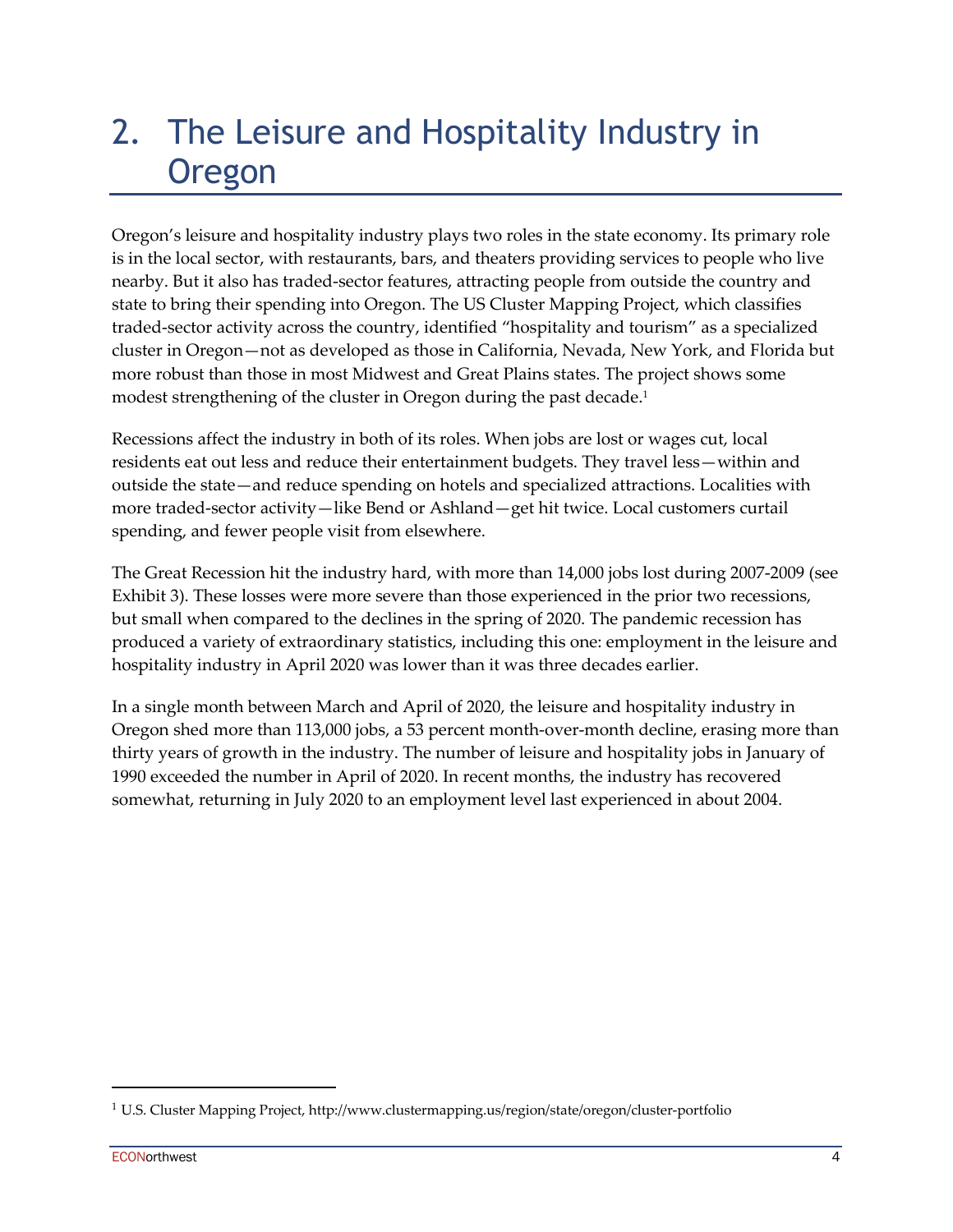# 2. The Leisure and Hospitality Industry in Oregon

Oregon's leisure and hospitality industry plays two roles in the state economy. Its primary role is in the local sector, with restaurants, bars, and theaters providing services to people who live nearby. But it also has traded-sector features, attracting people from outside the country and state to bring their spending into Oregon. The US Cluster Mapping Project, which classifies traded-sector activity across the country, identified "hospitality and tourism" as a specialized cluster in Oregon—not as developed as those in California, Nevada, New York, and Florida but more robust than those in most Midwest and Great Plains states. The project shows some modest strengthening of the cluster in Oregon during the past decade.[1]

Recessions affect the industry in both of its roles. When jobs are lost or wages cut, local residents eat out less and reduce their entertainment budgets. They travel less—within and outside the state—and reduce spending on hotels and specialized attractions. Localities with more traded-sector activity—like Bend or Ashland—get hit twice. Local customers curtail spending, and fewer people visit from elsewhere.

The Great Recession hit the industry hard, with more than 14,000 jobs lost during 2007-2009 (see Exhibit 3). These losses were more severe than those experienced in the prior two recessions, but small when compared to the declines in the spring of 2020. The pandemic recession has produced a variety of extraordinary statistics, including this one: employment in the leisure and hospitality industry in April 2020 was lower than it was three decades earlier.

In a single month between March and April of 2020, the leisure and hospitality industry in Oregon shed more than 113,000 jobs, a 53 percent month-over-month decline, erasing more than thirty years of growth in the industry. The number of leisure and hospitality jobs in January of 1990 exceeded the number in April of 2020. In recent months, the industry has recovered somewhat, returning in July 2020 to an employment level last experienced in about 2004.

[1] U.S. Cluster Mapping Project, http://www.clustermapping.us/region/state/oregon/cluster-portfolio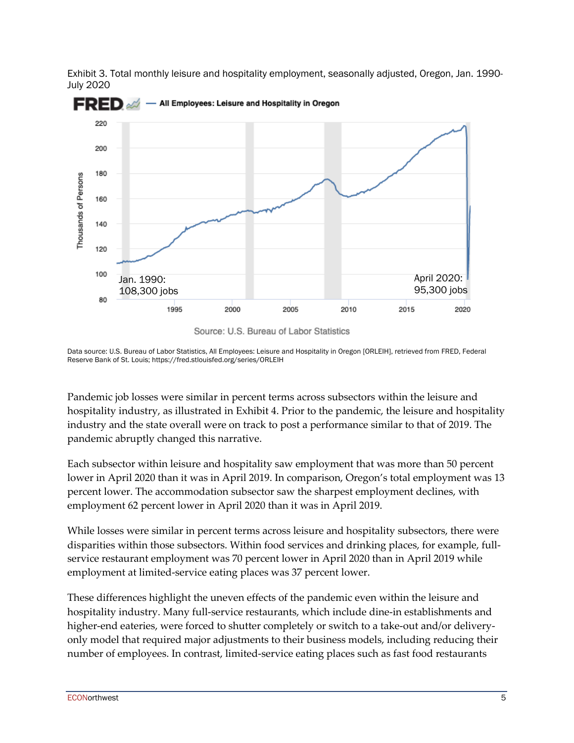Exhibit 3. Total monthly leisure and hospitality employment, seasonally adjusted, Oregon, Jan. 1990-July 2020

Data source: U.S. Bureau of Labor Statistics, All Employees: Leisure and Hospitality in Oregon [ORLEIH], retrieved from FRED, Federal Reserve Bank of St. Louis; https://fred.stlouisfed.org/series/ORLEIH

Pandemic job losses were similar in percent terms across subsectors within the leisure and hospitality industry, as illustrated in Exhibit 4. Prior to the pandemic, the leisure and hospitality industry and the state overall were on track to post a performance similar to that of 2019. The pandemic abruptly changed this narrative.

Each subsector within leisure and hospitality saw employment that was more than 50 percent lower in April 2020 than it was in April 2019. In comparison, Oregon's total employment was 13 percent lower. The accommodation subsector saw the sharpest employment declines, with employment 62 percent lower in April 2020 than it was in April 2019.

While losses were similar in percent terms across leisure and hospitality subsectors, there were disparities within those subsectors. Within food services and drinking places, for example, full-service restaurant employment was 70 percent lower in April 2020 than in April 2019 while employment at limited-service eating places was 37 percent lower.

These differences highlight the uneven effects of the pandemic even within the leisure and hospitality industry. Many full-service restaurants, which include dine-in establishments and higher-end eateries, were forced to shutter completely or switch to a take-out and/or delivery-only model that required major adjustments to their business models, including reducing their number of employees. In contrast, limited-service eating places such as fast food restaurants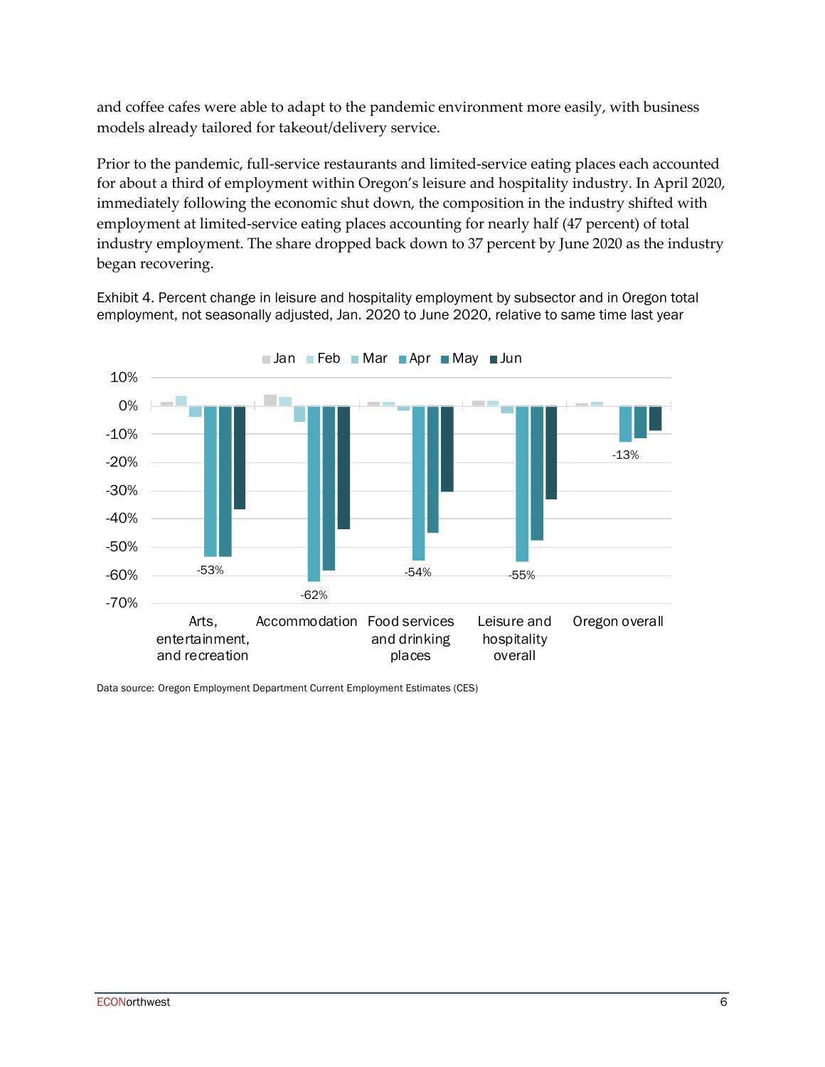and coffee cafes were able to adapt to the pandemic environment more easily, with business models already tailored for takeout/delivery service.

Prior to the pandemic, full-service restaurants and limited-service eating places each accounted for about a third of employment within Oregon's leisure and hospitality industry. In April 2020, immediately following the economic shut down, the composition in the industry shifted with employment at limited-service eating places accounting for nearly half (47 percent) of total industry employment. The share dropped back down to 37 percent by June 2020 as the industry began recovering.

Exhibit 4. Percent change in leisure and hospitality employment by subsector and in Oregon total employment, not seasonally adjusted, Jan. 2020 to June 2020, relative to same time last year

Data source: Oregon Employment Department Current Employment Estimates (CES)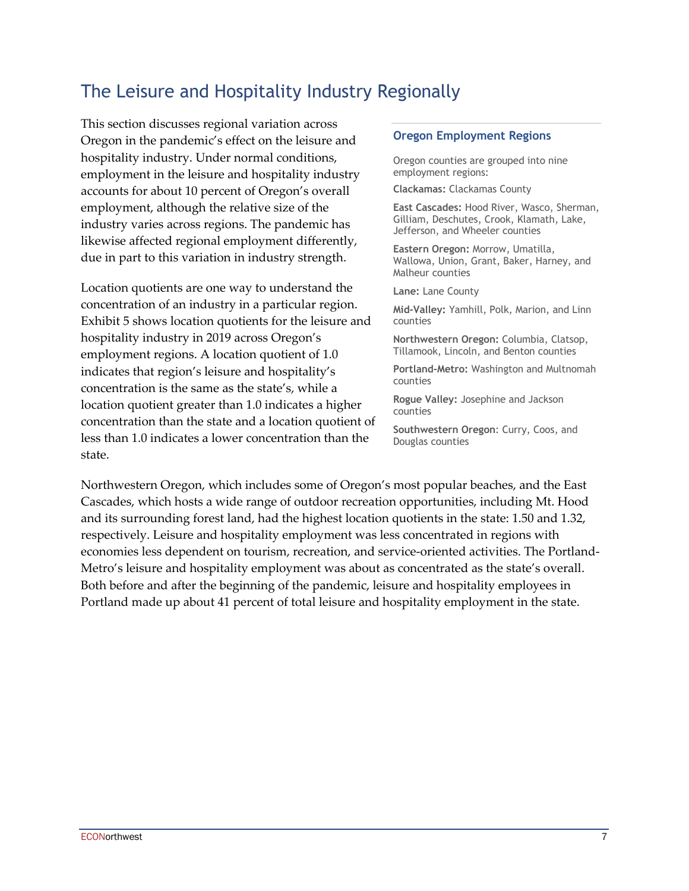## The Leisure and Hospitality Industry Regionally

This section discusses regional variation across Oregon in the pandemic's effect on the leisure and hospitality industry. Under normal conditions, employment in the leisure and hospitality industry accounts for about 10 percent of Oregon's overall employment, although the relative size of the industry varies across regions. The pandemic has likewise affected regional employment differently, due in part to this variation in industry strength.

Location quotients are one way to understand the concentration of an industry in a particular region. Exhibit 5 shows location quotients for the leisure and hospitality industry in 2019 across Oregon's employment regions. A location quotient of 1.0 indicates that region's leisure and hospitality's concentration is the same as the state's, while a location quotient greater than 1.0 indicates a higher concentration than the state and a location quotient of less than 1.0 indicates a lower concentration than the state.

### Oregon Employment Regions

Oregon counties are grouped into nine employment regions:

**Clackamas:** Clackamas County

**East Cascades:** Hood River, Wasco, Sherman, Gilliam, Deschutes, Crook, Klamath, Lake, Jefferson, and Wheeler counties

**Eastern Oregon:** Morrow, Umatilla, Wallowa, Union, Grant, Baker, Harney, and Malheur counties

**Lane:** Lane County

**Mid-Valley:** Yamhill, Polk, Marion, and Linn counties

**Northwestern Oregon:** Columbia, Clatsop, Tillamook, Lincoln, and Benton counties

**Portland-Metro:** Washington and Multnomah counties

**Rogue Valley:** Josephine and Jackson counties

**Southwestern Oregon**: Curry, Coos, and Douglas counties

Northwestern Oregon, which includes some of Oregon's most popular beaches, and the East Cascades, which hosts a wide range of outdoor recreation opportunities, including Mt. Hood and its surrounding forest land, had the highest location quotients in the state: 1.50 and 1.32, respectively. Leisure and hospitality employment was less concentrated in regions with economies less dependent on tourism, recreation, and service-oriented activities. The Portland-Metro's leisure and hospitality employment was about as concentrated as the state's overall. Both before and after the beginning of the pandemic, leisure and hospitality employees in Portland made up about 41 percent of total leisure and hospitality employment in the state.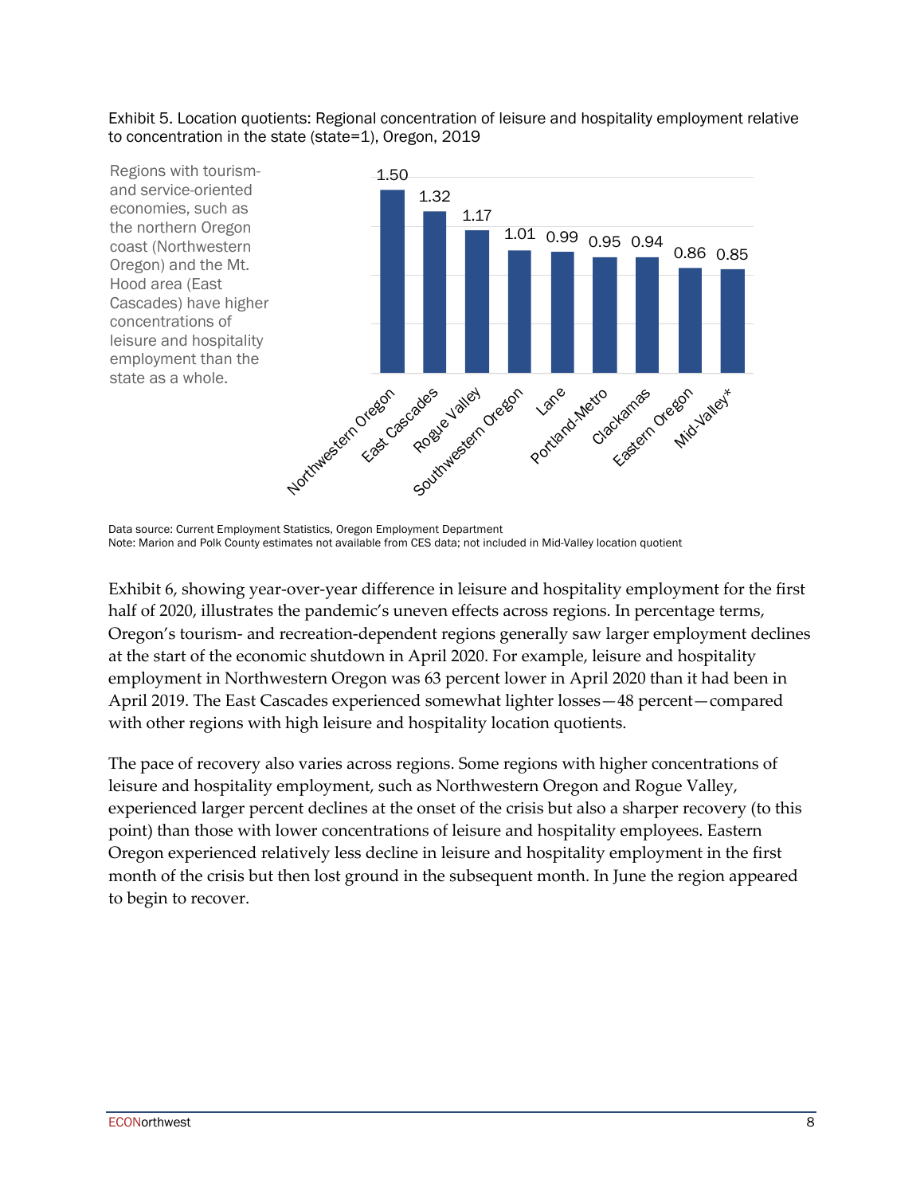Exhibit 5. Location quotients: Regional concentration of leisure and hospitality employment relative to concentration in the state (state=1), Oregon, 2019

Regions with tourism- and service-oriented economies, such as the northern Oregon coast (Northwestern Oregon) and the Mt. Hood area (East Cascades) have higher concentrations of leisure and hospitality employment than the state as a whole.

| Region | Location quotient |
|---|---|
| Northwestern Oregon | 1.50 |
| East Cascades | 1.32 |
| Rogue Valley | 1.17 |
| Southwestern Oregon | 1.01 |
| Lane | 0.99 |
| Portland-Metro | 0.95 |
| Clackamas | 0.94 |
| Eastern Oregon | 0.86 |
| Mid-Valley* | 0.85 |

Data source: Current Employment Statistics, Oregon Employment Department
Note: Marion and Polk County estimates not available from CES data; not included in Mid-Valley location quotient

Exhibit 6, showing year-over-year difference in leisure and hospitality employment for the first half of 2020, illustrates the pandemic's uneven effects across regions. In percentage terms, Oregon's tourism- and recreation-dependent regions generally saw larger employment declines at the start of the economic shutdown in April 2020. For example, leisure and hospitality employment in Northwestern Oregon was 63 percent lower in April 2020 than it had been in April 2019. The East Cascades experienced somewhat lighter losses—48 percent—compared with other regions with high leisure and hospitality location quotients.

The pace of recovery also varies across regions. Some regions with higher concentrations of leisure and hospitality employment, such as Northwestern Oregon and Rogue Valley, experienced larger percent declines at the onset of the crisis but also a sharper recovery (to this point) than those with lower concentrations of leisure and hospitality employees. Eastern Oregon experienced relatively less decline in leisure and hospitality employment in the first month of the crisis but then lost ground in the subsequent month. In June the region appeared to begin to recover.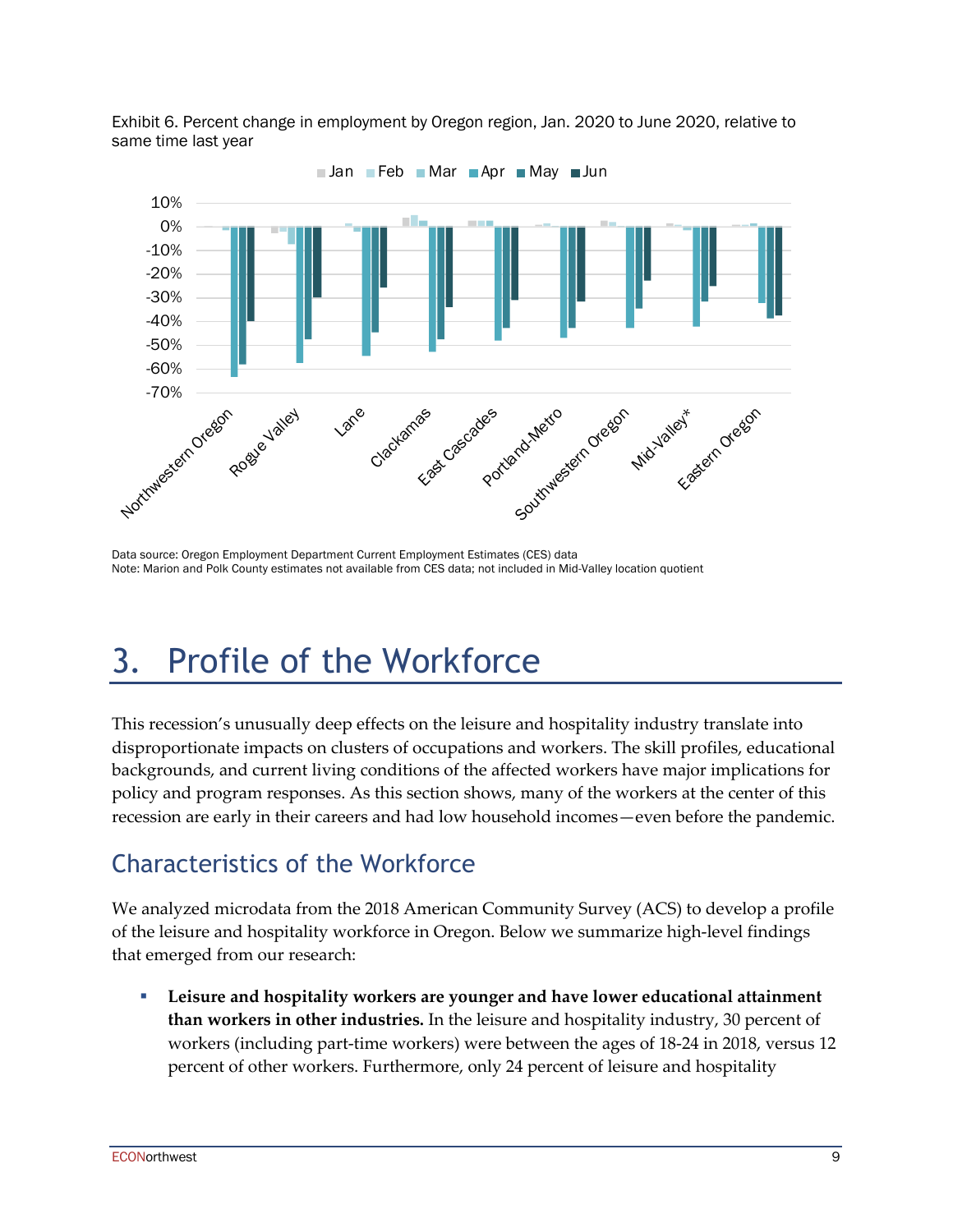Exhibit 6. Percent change in employment by Oregon region, Jan. 2020 to June 2020, relative to same time last year

Data source: Oregon Employment Department Current Employment Estimates (CES) data
Note: Marion and Polk County estimates not available from CES data; not included in Mid-Valley location quotient

# 3. Profile of the Workforce

This recession's unusually deep effects on the leisure and hospitality industry translate into disproportionate impacts on clusters of occupations and workers. The skill profiles, educational backgrounds, and current living conditions of the affected workers have major implications for policy and program responses. As this section shows, many of the workers at the center of this recession are early in their careers and had low household incomes—even before the pandemic.

## Characteristics of the Workforce

We analyzed microdata from the 2018 American Community Survey (ACS) to develop a profile of the leisure and hospitality workforce in Oregon. Below we summarize high-level findings that emerged from our research:

- **Leisure and hospitality workers are younger and have lower educational attainment than workers in other industries.** In the leisure and hospitality industry, 30 percent of workers (including part-time workers) were between the ages of 18-24 in 2018, versus 12 percent of other workers. Furthermore, only 24 percent of leisure and hospitality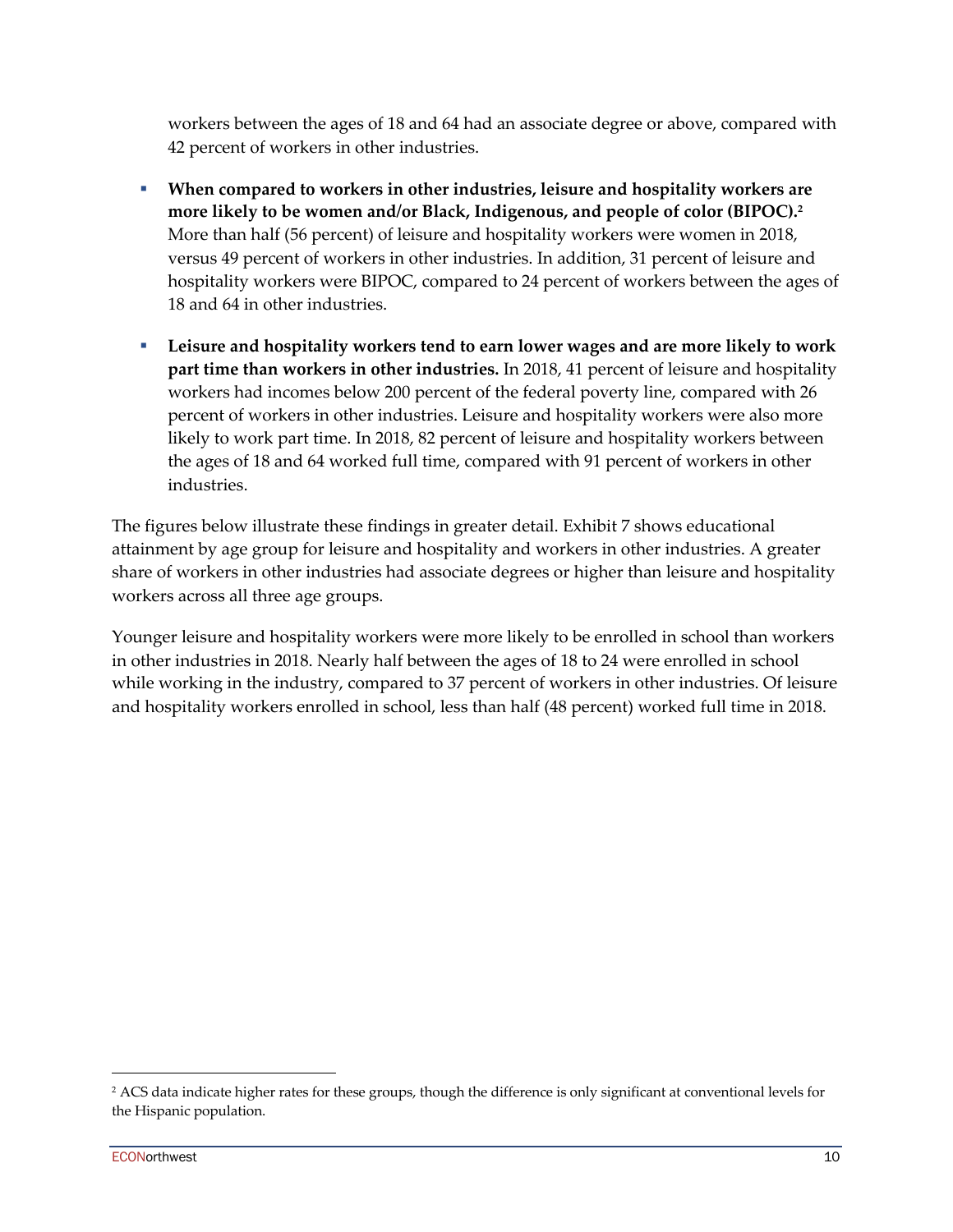workers between the ages of 18 and 64 had an associate degree or above, compared with 42 percent of workers in other industries.

- **When compared to workers in other industries, leisure and hospitality workers are more likely to be women and/or Black, Indigenous, and people of color (BIPOC).**[2] More than half (56 percent) of leisure and hospitality workers were women in 2018, versus 49 percent of workers in other industries. In addition, 31 percent of leisure and hospitality workers were BIPOC, compared to 24 percent of workers between the ages of 18 and 64 in other industries.
- **Leisure and hospitality workers tend to earn lower wages and are more likely to work part time than workers in other industries.** In 2018, 41 percent of leisure and hospitality workers had incomes below 200 percent of the federal poverty line, compared with 26 percent of workers in other industries. Leisure and hospitality workers were also more likely to work part time. In 2018, 82 percent of leisure and hospitality workers between the ages of 18 and 64 worked full time, compared with 91 percent of workers in other industries.

The figures below illustrate these findings in greater detail. Exhibit 7 shows educational attainment by age group for leisure and hospitality and workers in other industries. A greater share of workers in other industries had associate degrees or higher than leisure and hospitality workers across all three age groups.

Younger leisure and hospitality workers were more likely to be enrolled in school than workers in other industries in 2018. Nearly half between the ages of 18 to 24 were enrolled in school while working in the industry, compared to 37 percent of workers in other industries. Of leisure and hospitality workers enrolled in school, less than half (48 percent) worked full time in 2018.

[2] ACS data indicate higher rates for these groups, though the difference is only significant at conventional levels for the Hispanic population.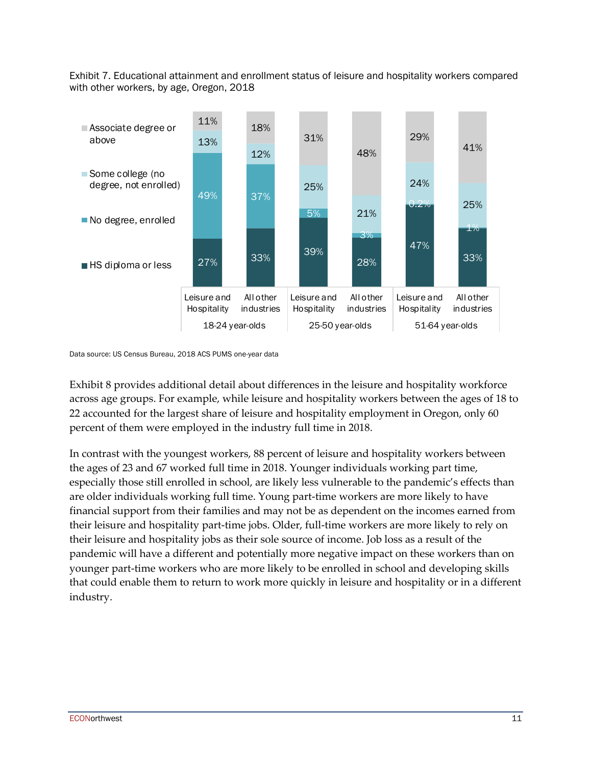Exhibit 7. Educational attainment and enrollment status of leisure and hospitality workers compared with other workers, by age, Oregon, 2018

| Age group | Industry | HS diploma or less | No degree, enrolled | Some college (no degree, not enrolled) | Associate degree or above |
|---|---|---|---|---|---|
| 18-24 year-olds | Leisure and Hospitality | 27% | 49% | 13% | 11% |
| | All other industries | 33% | 37% | 12% | 18% |
| 25-50 year-olds | Leisure and Hospitality | 39% | 5% | 25% | 31% |
| | All other industries | 28% | 3% | 21% | 48% |
| 51-64 year-olds | Leisure and Hospitality | 47% | 0.2% | 24% | 29% |
| | All other industries | 33% | 1% | 25% | 41% |

Data source: US Census Bureau, 2018 ACS PUMS one-year data

Exhibit 8 provides additional detail about differences in the leisure and hospitality workforce across age groups. For example, while leisure and hospitality workers between the ages of 18 to 22 accounted for the largest share of leisure and hospitality employment in Oregon, only 60 percent of them were employed in the industry full time in 2018.

In contrast with the youngest workers, 88 percent of leisure and hospitality workers between the ages of 23 and 67 worked full time in 2018. Younger individuals working part time, especially those still enrolled in school, are likely less vulnerable to the pandemic's effects than are older individuals working full time. Young part-time workers are more likely to have financial support from their families and may not be as dependent on the incomes earned from their leisure and hospitality part-time jobs. Older, full-time workers are more likely to rely on their leisure and hospitality jobs as their sole source of income. Job loss as a result of the pandemic will have a different and potentially more negative impact on these workers than on younger part-time workers who are more likely to be enrolled in school and developing skills that could enable them to return to work more quickly in leisure and hospitality or in a different industry.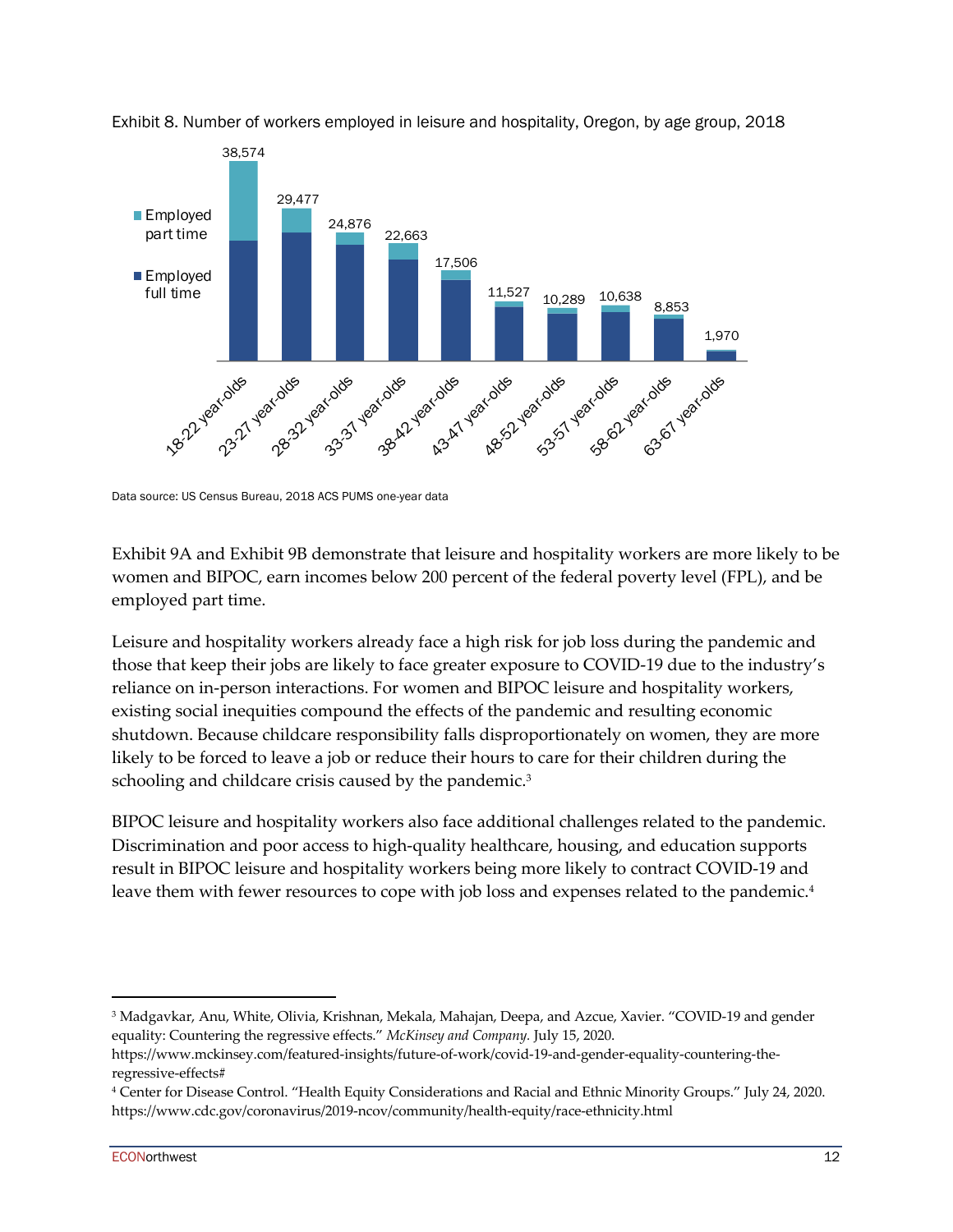Exhibit 8. Number of workers employed in leisure and hospitality, Oregon, by age group, 2018

| Age group | Total employed |
|---|---|
| 18-22 year-olds | 38,574 |
| 23-27 year-olds | 29,477 |
| 28-32 year-olds | 24,876 |
| 33-37 year-olds | 22,663 |
| 38-42 year-olds | 17,506 |
| 43-47 year-olds | 11,527 |
| 48-52 year-olds | 10,289 |
| 53-57 year-olds | 10,638 |
| 58-62 year-olds | 8,853 |
| 63-67 year-olds | 1,970 |

Legend: Employed part time; Employed full time

Data source: US Census Bureau, 2018 ACS PUMS one-year data

Exhibit 9A and Exhibit 9B demonstrate that leisure and hospitality workers are more likely to be women and BIPOC, earn incomes below 200 percent of the federal poverty level (FPL), and be employed part time.

Leisure and hospitality workers already face a high risk for job loss during the pandemic and those that keep their jobs are likely to face greater exposure to COVID-19 due to the industry's reliance on in-person interactions. For women and BIPOC leisure and hospitality workers, existing social inequities compound the effects of the pandemic and resulting economic shutdown. Because childcare responsibility falls disproportionately on women, they are more likely to be forced to leave a job or reduce their hours to care for their children during the schooling and childcare crisis caused by the pandemic.[3]

BIPOC leisure and hospitality workers also face additional challenges related to the pandemic. Discrimination and poor access to high-quality healthcare, housing, and education supports result in BIPOC leisure and hospitality workers being more likely to contract COVID-19 and leave them with fewer resources to cope with job loss and expenses related to the pandemic.[4]

---

[3] Madgavkar, Anu, White, Olivia, Krishnan, Mekala, Mahajan, Deepa, and Azcue, Xavier. "COVID-19 and gender equality: Countering the regressive effects." *McKinsey and Company*. July 15, 2020. https://www.mckinsey.com/featured-insights/future-of-work/covid-19-and-gender-equality-countering-the-regressive-effects#

[4] Center for Disease Control. "Health Equity Considerations and Racial and Ethnic Minority Groups." July 24, 2020. https://www.cdc.gov/coronavirus/2019-ncov/community/health-equity/race-ethnicity.html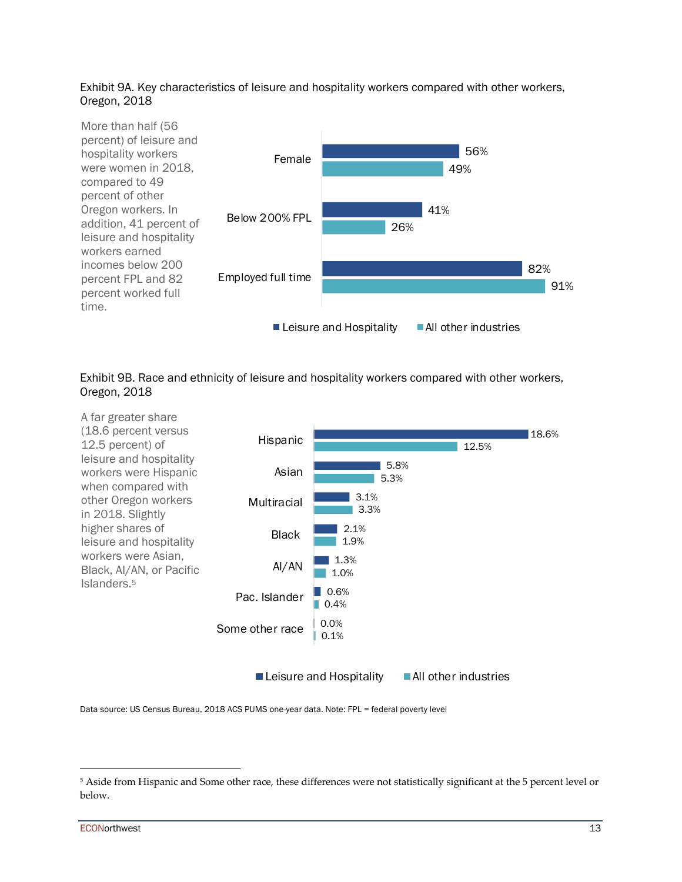Exhibit 9A. Key characteristics of leisure and hospitality workers compared with other workers, Oregon, 2018

More than half (56 percent) of leisure and hospitality workers were women in 2018, compared to 49 percent of other Oregon workers. In addition, 41 percent of leisure and hospitality workers earned incomes below 200 percent FPL and 82 percent worked full time.

| | Leisure and Hospitality | All other industries |
|---|---|---|
| Female | 56% | 49% |
| Below 200% FPL | 41% | 26% |
| Employed full time | 82% | 91% |

Exhibit 9B. Race and ethnicity of leisure and hospitality workers compared with other workers, Oregon, 2018

A far greater share (18.6 percent versus 12.5 percent) of leisure and hospitality workers were Hispanic when compared with other Oregon workers in 2018. Slightly higher shares of leisure and hospitality workers were Asian, Black, AI/AN, or Pacific Islanders.[5]

| | Leisure and Hospitality | All other industries |
|---|---|---|
| Hispanic | 18.6% | 12.5% |
| Asian | 5.8% | 5.3% |
| Multiracial | 3.1% | 3.3% |
| Black | 2.1% | 1.9% |
| AI/AN | 1.3% | 1.0% |
| Pac. Islander | 0.6% | 0.4% |
| Some other race | 0.0% | 0.1% |

Data source: US Census Bureau, 2018 ACS PUMS one-year data. Note: FPL = federal poverty level

[5] Aside from Hispanic and Some other race, these differences were not statistically significant at the 5 percent level or below.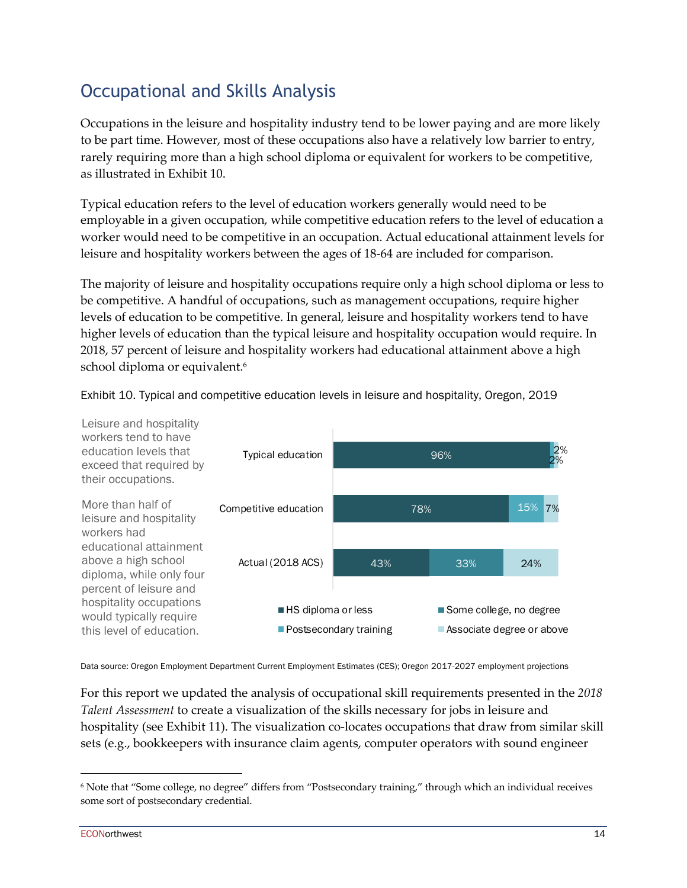## Occupational and Skills Analysis

Occupations in the leisure and hospitality industry tend to be lower paying and are more likely to be part time. However, most of these occupations also have a relatively low barrier to entry, rarely requiring more than a high school diploma or equivalent for workers to be competitive, as illustrated in Exhibit 10.

Typical education refers to the level of education workers generally would need to be employable in a given occupation, while competitive education refers to the level of education a worker would need to be competitive in an occupation. Actual educational attainment levels for leisure and hospitality workers between the ages of 18-64 are included for comparison.

The majority of leisure and hospitality occupations require only a high school diploma or less to be competitive. A handful of occupations, such as management occupations, require higher levels of education to be competitive. In general, leisure and hospitality workers tend to have higher levels of education than the typical leisure and hospitality occupation would require. In 2018, 57 percent of leisure and hospitality workers had educational attainment above a high school diploma or equivalent.[6]

Exhibit 10. Typical and competitive education levels in leisure and hospitality, Oregon, 2019

Leisure and hospitality workers tend to have education levels that exceed that required by their occupations.

More than half of leisure and hospitality workers had educational attainment above a high school diploma, while only four percent of leisure and hospitality occupations would typically require this level of education.

| | HS diploma or less | Some college, no degree | Postsecondary training | Associate degree or above |
|---|---|---|---|---|
| Typical education | 96% | | 2% | 2% |
| Competitive education | 78% | | 15% | 7% |
| Actual (2018 ACS) | 43% | 33% | | 24% |

Data source: Oregon Employment Department Current Employment Estimates (CES); Oregon 2017-2027 employment projections

For this report we updated the analysis of occupational skill requirements presented in the *2018 Talent Assessment* to create a visualization of the skills necessary for jobs in leisure and hospitality (see Exhibit 11). The visualization co-locates occupations that draw from similar skill sets (e.g., bookkeepers with insurance claim agents, computer operators with sound engineer

[6] Note that "Some college, no degree" differs from "Postsecondary training," through which an individual receives some sort of postsecondary credential.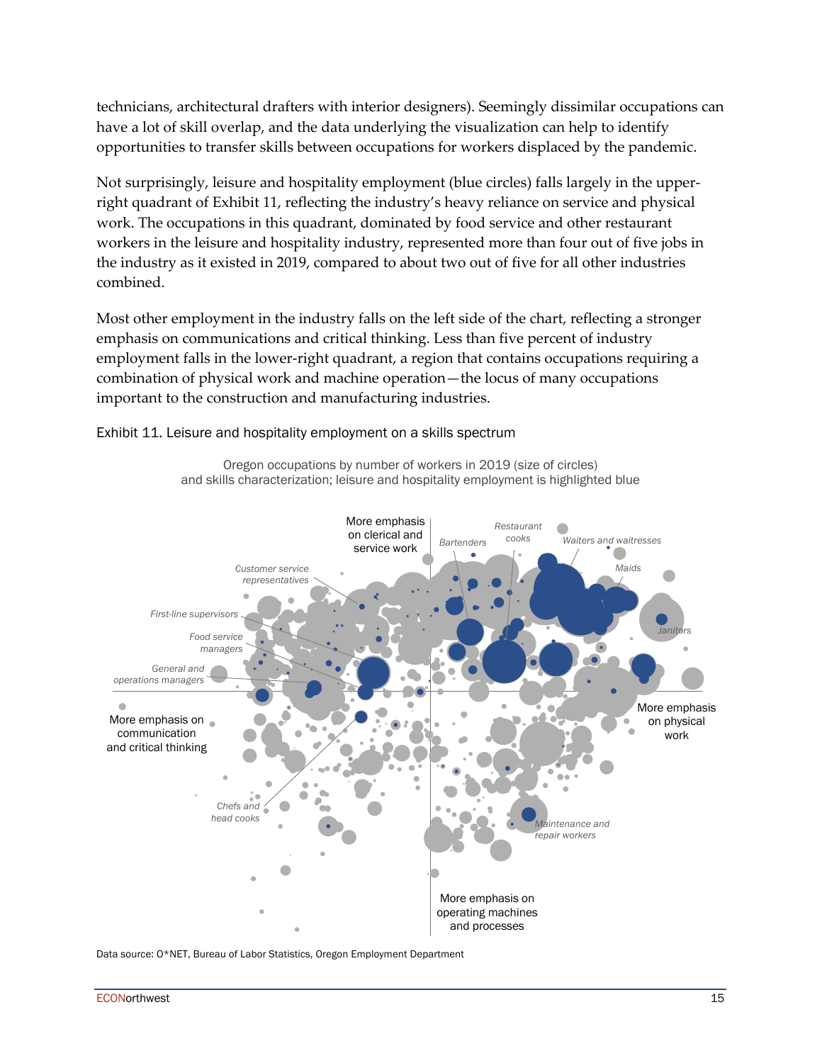technicians, architectural drafters with interior designers). Seemingly dissimilar occupations can have a lot of skill overlap, and the data underlying the visualization can help to identify opportunities to transfer skills between occupations for workers displaced by the pandemic.

Not surprisingly, leisure and hospitality employment (blue circles) falls largely in the upper-right quadrant of Exhibit 11, reflecting the industry's heavy reliance on service and physical work. The occupations in this quadrant, dominated by food service and other restaurant workers in the leisure and hospitality industry, represented more than four out of five jobs in the industry as it existed in 2019, compared to about two out of five for all other industries combined.

Most other employment in the industry falls on the left side of the chart, reflecting a stronger emphasis on communications and critical thinking. Less than five percent of industry employment falls in the lower-right quadrant, a region that contains occupations requiring a combination of physical work and machine operation—the locus of many occupations important to the construction and manufacturing industries.

Exhibit 11. Leisure and hospitality employment on a skills spectrum

Oregon occupations by number of workers in 2019 (size of circles) and skills characterization; leisure and hospitality employment is highlighted blue

More emphasis on clerical and service work

More emphasis on communication and critical thinking

More emphasis on physical work

More emphasis on operating machines and processes

*Customer service representatives*, *First-line supervisors*, *Food service managers*, *General and operations managers*, *Chefs and head cooks*, *Bartenders*, *Restaurant cooks*, *Waiters and waitresses*, *Maids*, *Janitors*, *Maintenance and repair workers*

Data source: O*NET, Bureau of Labor Statistics, Oregon Employment Department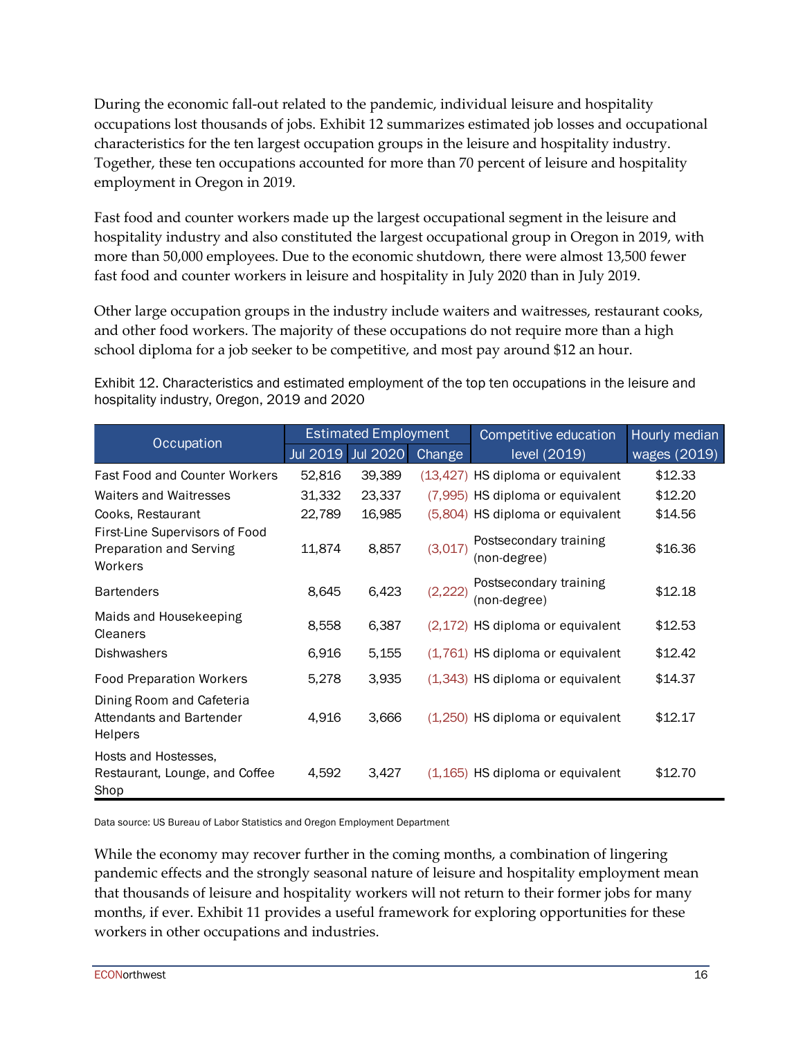During the economic fall-out related to the pandemic, individual leisure and hospitality occupations lost thousands of jobs. Exhibit 12 summarizes estimated job losses and occupational characteristics for the ten largest occupation groups in the leisure and hospitality industry. Together, these ten occupations accounted for more than 70 percent of leisure and hospitality employment in Oregon in 2019.

Fast food and counter workers made up the largest occupational segment in the leisure and hospitality industry and also constituted the largest occupational group in Oregon in 2019, with more than 50,000 employees. Due to the economic shutdown, there were almost 13,500 fewer fast food and counter workers in leisure and hospitality in July 2020 than in July 2019.

Other large occupation groups in the industry include waiters and waitresses, restaurant cooks, and other food workers. The majority of these occupations do not require more than a high school diploma for a job seeker to be competitive, and most pay around $12 an hour.

Exhibit 12. Characteristics and estimated employment of the top ten occupations in the leisure and hospitality industry, Oregon, 2019 and 2020

| Occupation | Estimated Employment | | | Competitive education level (2019) | Hourly median wages (2019) |
|---|---|---|---|---|---|
| | Jul 2019 | Jul 2020 | Change | | |
| Fast Food and Counter Workers | 52,816 | 39,389 | (13,427) | HS diploma or equivalent | $12.33 |
| Waiters and Waitresses | 31,332 | 23,337 | (7,995) | HS diploma or equivalent | $12.20 |
| Cooks, Restaurant | 22,789 | 16,985 | (5,804) | HS diploma or equivalent | $14.56 |
| First-Line Supervisors of Food Preparation and Serving Workers | 11,874 | 8,857 | (3,017) | Postsecondary training (non-degree) | $16.36 |
| Bartenders | 8,645 | 6,423 | (2,222) | Postsecondary training (non-degree) | $12.18 |
| Maids and Housekeeping Cleaners | 8,558 | 6,387 | (2,172) | HS diploma or equivalent | $12.53 |
| Dishwashers | 6,916 | 5,155 | (1,761) | HS diploma or equivalent | $12.42 |
| Food Preparation Workers | 5,278 | 3,935 | (1,343) | HS diploma or equivalent | $14.37 |
| Dining Room and Cafeteria Attendants and Bartender Helpers | 4,916 | 3,666 | (1,250) | HS diploma or equivalent | $12.17 |
| Hosts and Hostesses, Restaurant, Lounge, and Coffee Shop | 4,592 | 3,427 | (1,165) | HS diploma or equivalent | $12.70 |

Data source: US Bureau of Labor Statistics and Oregon Employment Department

While the economy may recover further in the coming months, a combination of lingering pandemic effects and the strongly seasonal nature of leisure and hospitality employment mean that thousands of leisure and hospitality workers will not return to their former jobs for many months, if ever. Exhibit 11 provides a useful framework for exploring opportunities for these workers in other occupations and industries.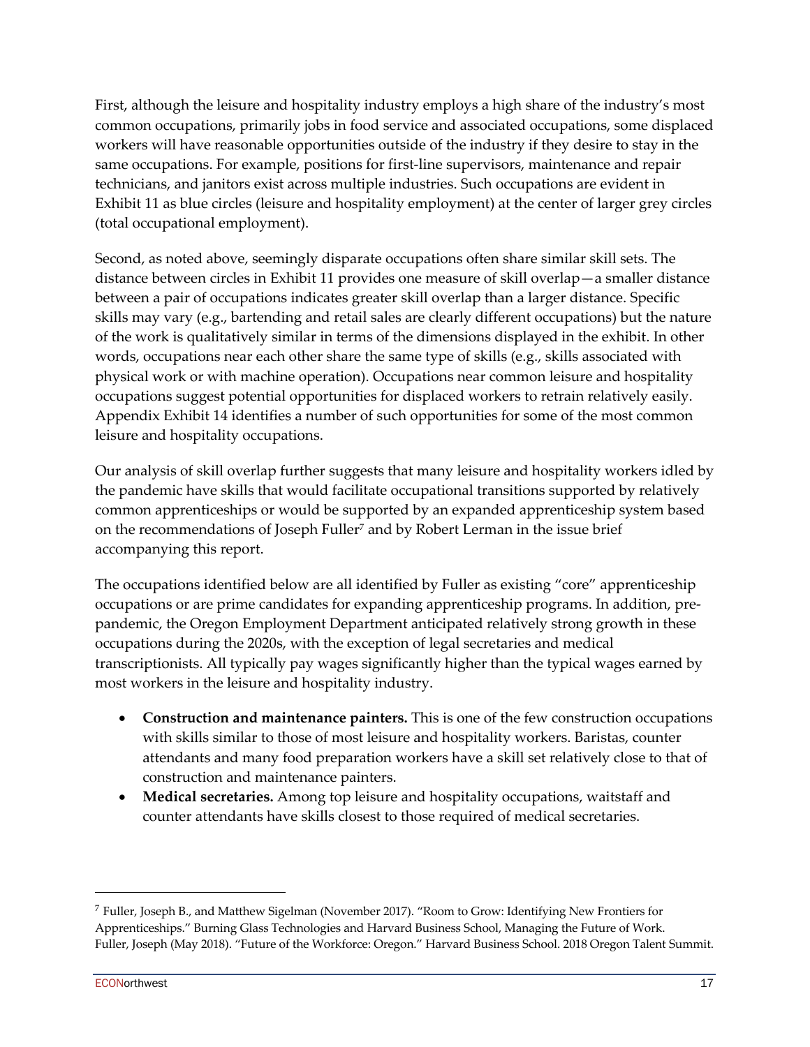First, although the leisure and hospitality industry employs a high share of the industry's most common occupations, primarily jobs in food service and associated occupations, some displaced workers will have reasonable opportunities outside of the industry if they desire to stay in the same occupations. For example, positions for first-line supervisors, maintenance and repair technicians, and janitors exist across multiple industries. Such occupations are evident in Exhibit 11 as blue circles (leisure and hospitality employment) at the center of larger grey circles (total occupational employment).

Second, as noted above, seemingly disparate occupations often share similar skill sets. The distance between circles in Exhibit 11 provides one measure of skill overlap—a smaller distance between a pair of occupations indicates greater skill overlap than a larger distance. Specific skills may vary (e.g., bartending and retail sales are clearly different occupations) but the nature of the work is qualitatively similar in terms of the dimensions displayed in the exhibit. In other words, occupations near each other share the same type of skills (e.g., skills associated with physical work or with machine operation). Occupations near common leisure and hospitality occupations suggest potential opportunities for displaced workers to retrain relatively easily. Appendix Exhibit 14 identifies a number of such opportunities for some of the most common leisure and hospitality occupations.

Our analysis of skill overlap further suggests that many leisure and hospitality workers idled by the pandemic have skills that would facilitate occupational transitions supported by relatively common apprenticeships or would be supported by an expanded apprenticeship system based on the recommendations of Joseph Fuller[7] and by Robert Lerman in the issue brief accompanying this report.

The occupations identified below are all identified by Fuller as existing "core" apprenticeship occupations or are prime candidates for expanding apprenticeship programs. In addition, pre-pandemic, the Oregon Employment Department anticipated relatively strong growth in these occupations during the 2020s, with the exception of legal secretaries and medical transcriptionists. All typically pay wages significantly higher than the typical wages earned by most workers in the leisure and hospitality industry.

- **Construction and maintenance painters.** This is one of the few construction occupations with skills similar to those of most leisure and hospitality workers. Baristas, counter attendants and many food preparation workers have a skill set relatively close to that of construction and maintenance painters.
- **Medical secretaries.** Among top leisure and hospitality occupations, waitstaff and counter attendants have skills closest to those required of medical secretaries.

---

[7] Fuller, Joseph B., and Matthew Sigelman (November 2017). "Room to Grow: Identifying New Frontiers for Apprenticeships." Burning Glass Technologies and Harvard Business School, Managing the Future of Work. Fuller, Joseph (May 2018). "Future of the Workforce: Oregon." Harvard Business School. 2018 Oregon Talent Summit.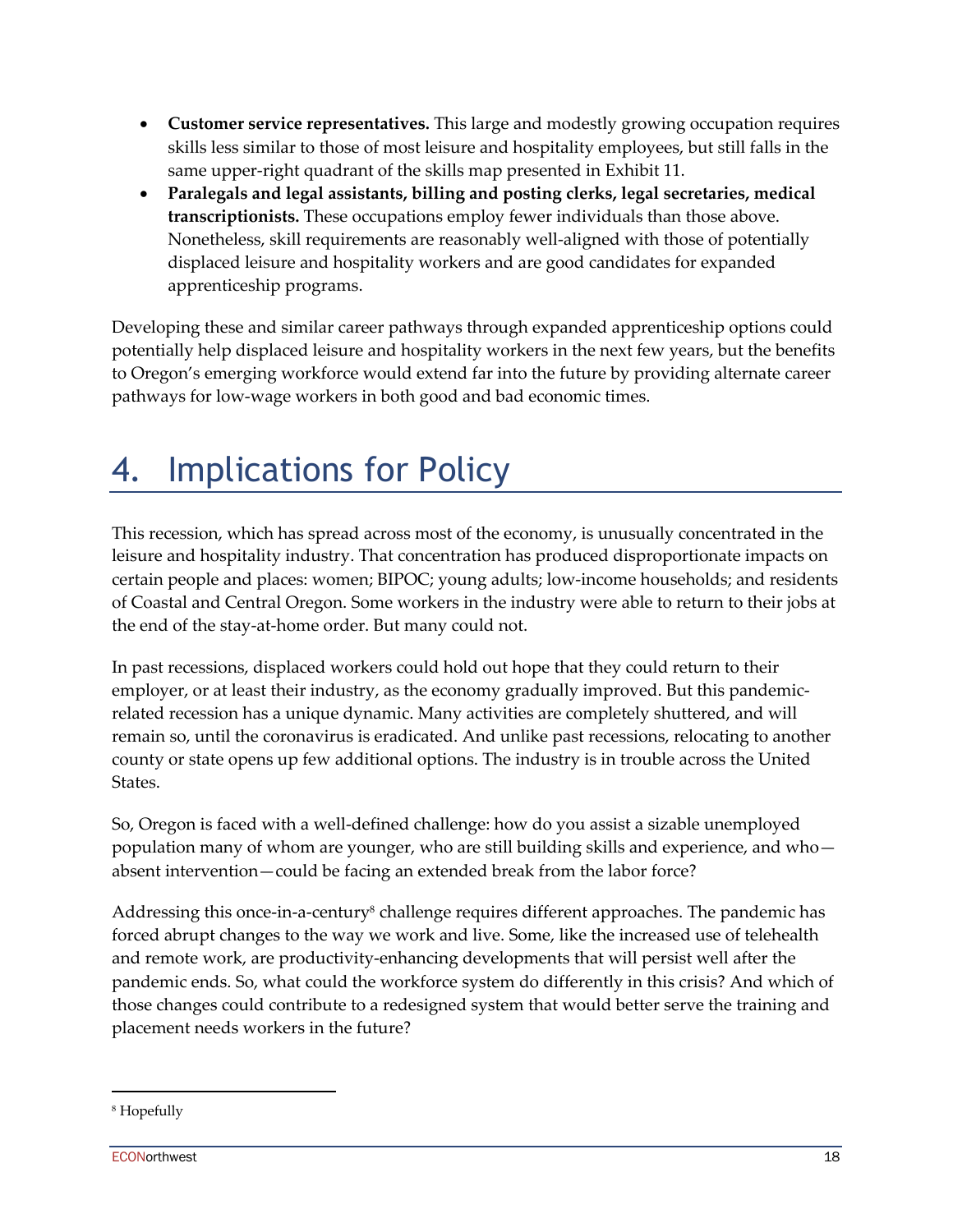- **Customer service representatives.** This large and modestly growing occupation requires skills less similar to those of most leisure and hospitality employees, but still falls in the same upper-right quadrant of the skills map presented in Exhibit 11.
- **Paralegals and legal assistants, billing and posting clerks, legal secretaries, medical transcriptionists.** These occupations employ fewer individuals than those above. Nonetheless, skill requirements are reasonably well-aligned with those of potentially displaced leisure and hospitality workers and are good candidates for expanded apprenticeship programs.

Developing these and similar career pathways through expanded apprenticeship options could potentially help displaced leisure and hospitality workers in the next few years, but the benefits to Oregon's emerging workforce would extend far into the future by providing alternate career pathways for low-wage workers in both good and bad economic times.

# 4. Implications for Policy

This recession, which has spread across most of the economy, is unusually concentrated in the leisure and hospitality industry. That concentration has produced disproportionate impacts on certain people and places: women; BIPOC; young adults; low-income households; and residents of Coastal and Central Oregon. Some workers in the industry were able to return to their jobs at the end of the stay-at-home order. But many could not.

In past recessions, displaced workers could hold out hope that they could return to their employer, or at least their industry, as the economy gradually improved. But this pandemic-related recession has a unique dynamic. Many activities are completely shuttered, and will remain so, until the coronavirus is eradicated. And unlike past recessions, relocating to another county or state opens up few additional options. The industry is in trouble across the United States.

So, Oregon is faced with a well-defined challenge: how do you assist a sizable unemployed population many of whom are younger, who are still building skills and experience, and who—absent intervention—could be facing an extended break from the labor force?

Addressing this once-in-a-century[8] challenge requires different approaches. The pandemic has forced abrupt changes to the way we work and live. Some, like the increased use of telehealth and remote work, are productivity-enhancing developments that will persist well after the pandemic ends. So, what could the workforce system do differently in this crisis? And which of those changes could contribute to a redesigned system that would better serve the training and placement needs workers in the future?

[8] Hopefully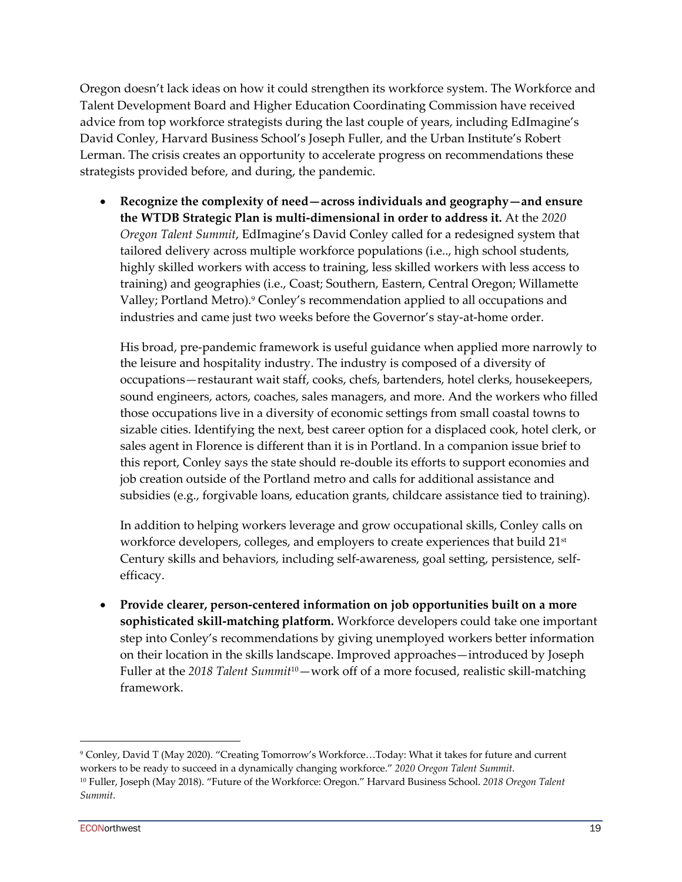Oregon doesn't lack ideas on how it could strengthen its workforce system. The Workforce and Talent Development Board and Higher Education Coordinating Commission have received advice from top workforce strategists during the last couple of years, including EdImagine's David Conley, Harvard Business School's Joseph Fuller, and the Urban Institute's Robert Lerman. The crisis creates an opportunity to accelerate progress on recommendations these strategists provided before, and during, the pandemic.

- **Recognize the complexity of need—across individuals and geography—and ensure the WTDB Strategic Plan is multi-dimensional in order to address it.** At the *2020 Oregon Talent Summit*, EdImagine's David Conley called for a redesigned system that tailored delivery across multiple workforce populations (i.e.., high school students, highly skilled workers with access to training, less skilled workers with less access to training) and geographies (i.e., Coast; Southern, Eastern, Central Oregon; Willamette Valley; Portland Metro).[9] Conley's recommendation applied to all occupations and industries and came just two weeks before the Governor's stay-at-home order.

  His broad, pre-pandemic framework is useful guidance when applied more narrowly to the leisure and hospitality industry. The industry is composed of a diversity of occupations—restaurant wait staff, cooks, chefs, bartenders, hotel clerks, housekeepers, sound engineers, actors, coaches, sales managers, and more. And the workers who filled those occupations live in a diversity of economic settings from small coastal towns to sizable cities. Identifying the next, best career option for a displaced cook, hotel clerk, or sales agent in Florence is different than it is in Portland. In a companion issue brief to this report, Conley says the state should re-double its efforts to support economies and job creation outside of the Portland metro and calls for additional assistance and subsidies (e.g., forgivable loans, education grants, childcare assistance tied to training).

  In addition to helping workers leverage and grow occupational skills, Conley calls on workforce developers, colleges, and employers to create experiences that build 21st Century skills and behaviors, including self-awareness, goal setting, persistence, self-efficacy.

- **Provide clearer, person-centered information on job opportunities built on a more sophisticated skill-matching platform.** Workforce developers could take one important step into Conley's recommendations by giving unemployed workers better information on their location in the skills landscape. Improved approaches—introduced by Joseph Fuller at the *2018 Talent Summit*[10]—work off of a more focused, realistic skill-matching framework.

---

[9] Conley, David T (May 2020). "Creating Tomorrow's Workforce…Today: What it takes for future and current workers to be ready to succeed in a dynamically changing workforce." *2020 Oregon Talent Summit*.

[10] Fuller, Joseph (May 2018). "Future of the Workforce: Oregon." Harvard Business School. *2018 Oregon Talent Summit*.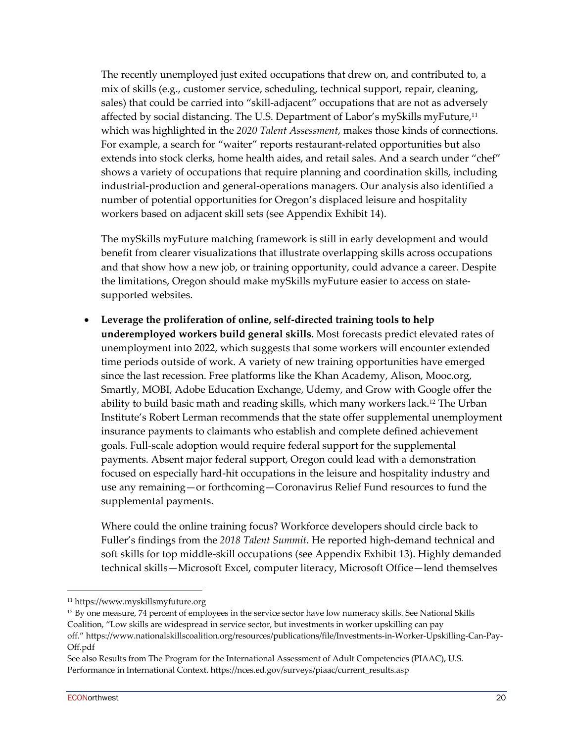The recently unemployed just exited occupations that drew on, and contributed to, a mix of skills (e.g., customer service, scheduling, technical support, repair, cleaning, sales) that could be carried into "skill-adjacent" occupations that are not as adversely affected by social distancing. The U.S. Department of Labor's mySkills myFuture,[11] which was highlighted in the *2020 Talent Assessment*, makes those kinds of connections. For example, a search for "waiter" reports restaurant-related opportunities but also extends into stock clerks, home health aides, and retail sales. And a search under "chef" shows a variety of occupations that require planning and coordination skills, including industrial-production and general-operations managers. Our analysis also identified a number of potential opportunities for Oregon's displaced leisure and hospitality workers based on adjacent skill sets (see Appendix Exhibit 14).

The mySkills myFuture matching framework is still in early development and would benefit from clearer visualizations that illustrate overlapping skills across occupations and that show how a new job, or training opportunity, could advance a career. Despite the limitations, Oregon should make mySkills myFuture easier to access on state-supported websites.

- **Leverage the proliferation of online, self-directed training tools to help underemployed workers build general skills.** Most forecasts predict elevated rates of unemployment into 2022, which suggests that some workers will encounter extended time periods outside of work. A variety of new training opportunities have emerged since the last recession. Free platforms like the Khan Academy, Alison, Mooc.org, Smartly, MOBI, Adobe Education Exchange, Udemy, and Grow with Google offer the ability to build basic math and reading skills, which many workers lack.[12] The Urban Institute's Robert Lerman recommends that the state offer supplemental unemployment insurance payments to claimants who establish and complete defined achievement goals. Full-scale adoption would require federal support for the supplemental payments. Absent major federal support, Oregon could lead with a demonstration focused on especially hard-hit occupations in the leisure and hospitality industry and use any remaining—or forthcoming—Coronavirus Relief Fund resources to fund the supplemental payments.

  Where could the online training focus? Workforce developers should circle back to Fuller's findings from the *2018 Talent Summit.* He reported high-demand technical and soft skills for top middle-skill occupations (see Appendix Exhibit 13). Highly demanded technical skills—Microsoft Excel, computer literacy, Microsoft Office—lend themselves

---

[11] https://www.myskillsmyfuture.org

[12] By one measure, 74 percent of employees in the service sector have low numeracy skills. See National Skills Coalition, "Low skills are widespread in service sector, but investments in worker upskilling can pay off." https://www.nationalskillscoalition.org/resources/publications/file/Investments-in-Worker-Upskilling-Can-Pay-Off.pdf

See also Results from The Program for the International Assessment of Adult Competencies (PIAAC), U.S. Performance in International Context. https://nces.ed.gov/surveys/piaac/current_results.asp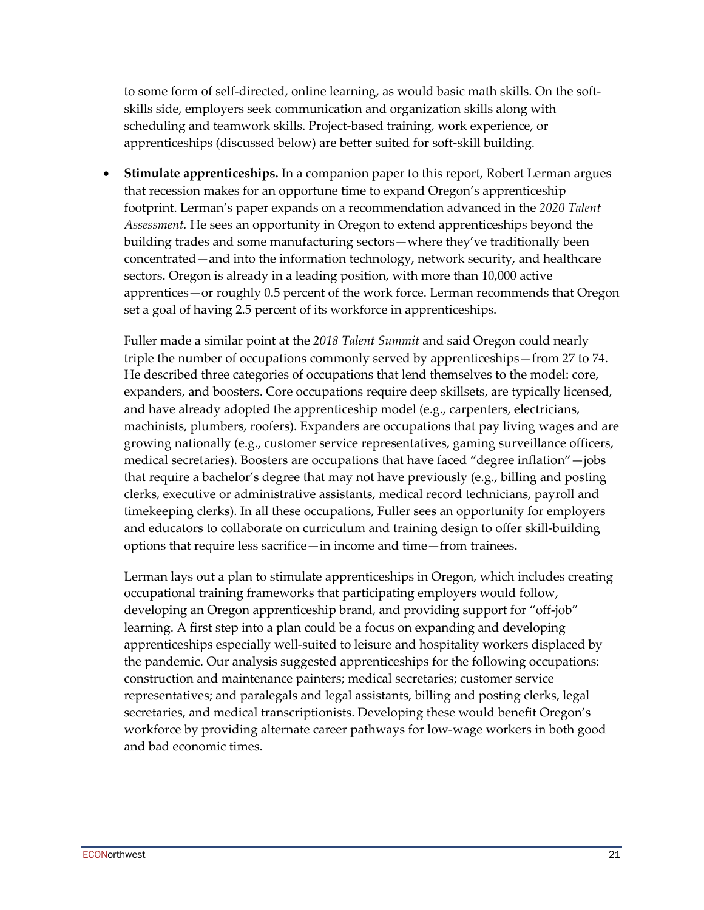to some form of self-directed, online learning, as would basic math skills. On the soft-skills side, employers seek communication and organization skills along with scheduling and teamwork skills. Project-based training, work experience, or apprenticeships (discussed below) are better suited for soft-skill building.

- **Stimulate apprenticeships.** In a companion paper to this report, Robert Lerman argues that recession makes for an opportune time to expand Oregon's apprenticeship footprint. Lerman's paper expands on a recommendation advanced in the *2020 Talent Assessment.* He sees an opportunity in Oregon to extend apprenticeships beyond the building trades and some manufacturing sectors—where they've traditionally been concentrated—and into the information technology, network security, and healthcare sectors. Oregon is already in a leading position, with more than 10,000 active apprentices—or roughly 0.5 percent of the work force. Lerman recommends that Oregon set a goal of having 2.5 percent of its workforce in apprenticeships.

  Fuller made a similar point at the *2018 Talent Summit* and said Oregon could nearly triple the number of occupations commonly served by apprenticeships—from 27 to 74. He described three categories of occupations that lend themselves to the model: core, expanders, and boosters. Core occupations require deep skillsets, are typically licensed, and have already adopted the apprenticeship model (e.g., carpenters, electricians, machinists, plumbers, roofers). Expanders are occupations that pay living wages and are growing nationally (e.g., customer service representatives, gaming surveillance officers, medical secretaries). Boosters are occupations that have faced "degree inflation"—jobs that require a bachelor's degree that may not have previously (e.g., billing and posting clerks, executive or administrative assistants, medical record technicians, payroll and timekeeping clerks). In all these occupations, Fuller sees an opportunity for employers and educators to collaborate on curriculum and training design to offer skill-building options that require less sacrifice—in income and time—from trainees.

  Lerman lays out a plan to stimulate apprenticeships in Oregon, which includes creating occupational training frameworks that participating employers would follow, developing an Oregon apprenticeship brand, and providing support for "off-job" learning. A first step into a plan could be a focus on expanding and developing apprenticeships especially well-suited to leisure and hospitality workers displaced by the pandemic. Our analysis suggested apprenticeships for the following occupations: construction and maintenance painters; medical secretaries; customer service representatives; and paralegals and legal assistants, billing and posting clerks, legal secretaries, and medical transcriptionists. Developing these would benefit Oregon's workforce by providing alternate career pathways for low-wage workers in both good and bad economic times.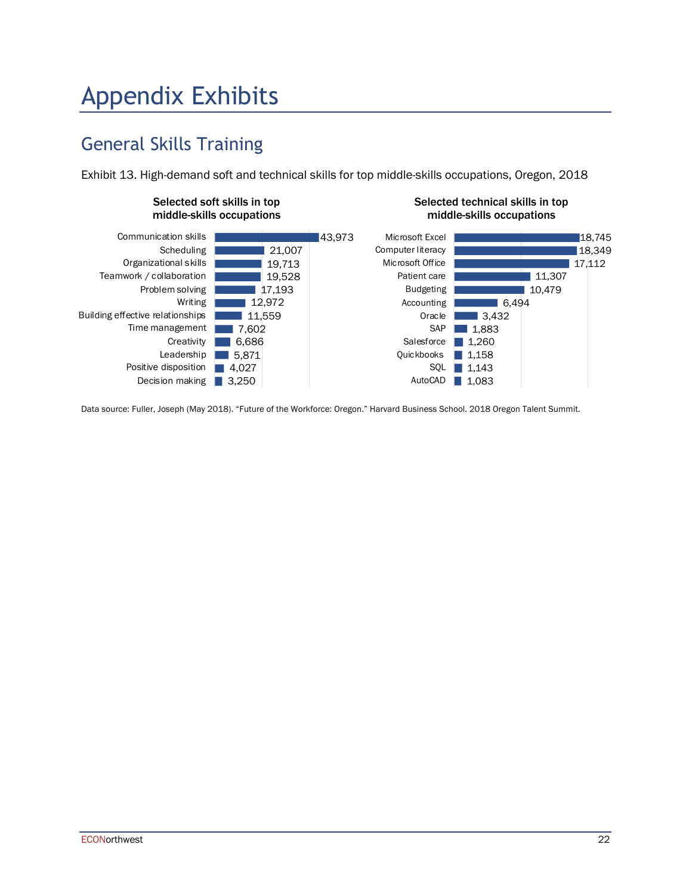# Appendix Exhibits

## General Skills Training

Exhibit 13. High-demand soft and technical skills for top middle-skills occupations, Oregon, 2018

**Selected soft skills in top middle-skills occupations**

| Skill | Count |
| --- | --- |
| Communication skills | 43,973 |
| Scheduling | 21,007 |
| Organizational skills | 19,713 |
| Teamwork / collaboration | 19,528 |
| Problem solving | 17,193 |
| Writing | 12,972 |
| Building effective relationships | 11,559 |
| Time management | 7,602 |
| Creativity | 6,686 |
| Leadership | 5,871 |
| Positive disposition | 4,027 |
| Decision making | 3,250 |

**Selected technical skills in top middle-skills occupations**

| Skill | Count |
| --- | --- |
| Microsoft Excel | 18,745 |
| Computer literacy | 18,349 |
| Microsoft Office | 17,112 |
| Patient care | 11,307 |
| Budgeting | 10,479 |
| Accounting | 6,494 |
| Oracle | 3,432 |
| SAP | 1,883 |
| Salesforce | 1,260 |
| Quickbooks | 1,158 |
| SQL | 1,143 |
| AutoCAD | 1,083 |

Data source: Fuller, Joseph (May 2018). "Future of the Workforce: Oregon." Harvard Business School. 2018 Oregon Talent Summit.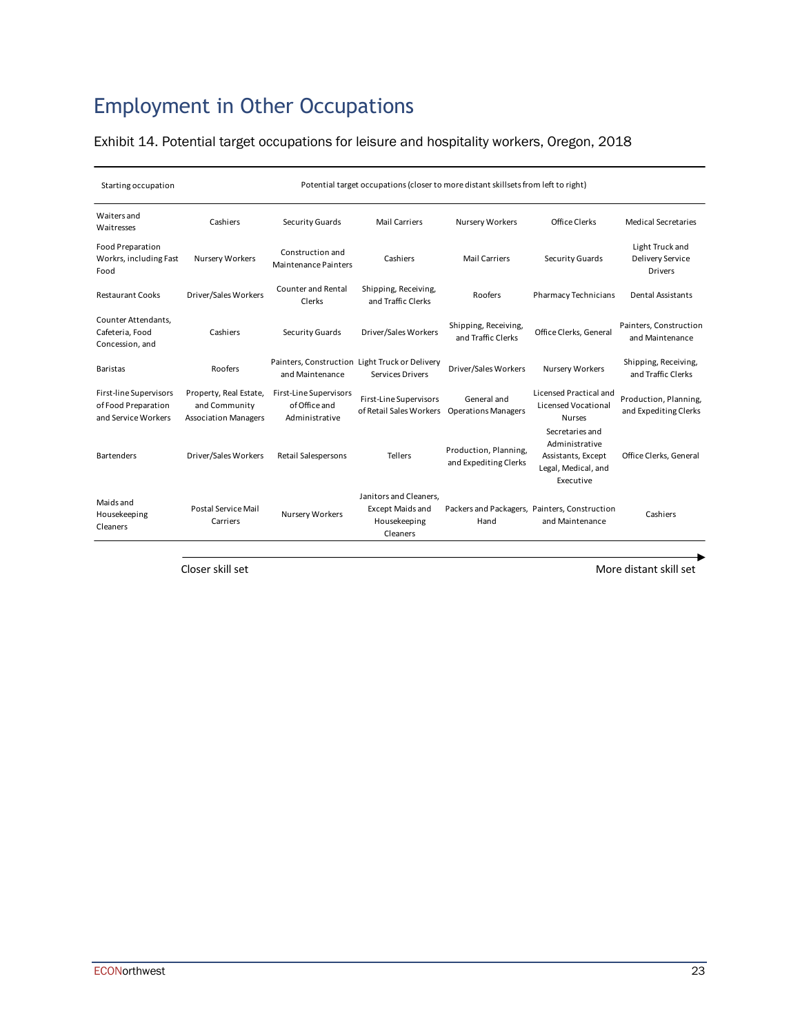# Employment in Other Occupations

Exhibit 14. Potential target occupations for leisure and hospitality workers, Oregon, 2018

| Starting occupation | Potential target occupations (closer to more distant skillsets from left to right) | | | | | |
|---|---|---|---|---|---|---|
| Waiters and Waitresses | Cashiers | Security Guards | Mail Carriers | Nursery Workers | Office Clerks | Medical Secretaries |
| Food Preparation Workrs, including Fast Food | Nursery Workers | Construction and Maintenance Painters | Cashiers | Mail Carriers | Security Guards | Light Truck and Delivery Service Drivers |
| Restaurant Cooks | Driver/Sales Workers | Counter and Rental Clerks | Shipping, Receiving, and Traffic Clerks | Roofers | Pharmacy Technicians | Dental Assistants |
| Counter Attendants, Cafeteria, Food Concession, and | Cashiers | Security Guards | Driver/Sales Workers | Shipping, Receiving, and Traffic Clerks | Office Clerks, General | Painters, Construction and Maintenance |
| Baristas | Roofers | Painters, Construction and Maintenance | Light Truck or Delivery Services Drivers | Driver/Sales Workers | Nursery Workers | Shipping, Receiving, and Traffic Clerks |
| First-line Supervisors of Food Preparation and Service Workers | Property, Real Estate, and Community Association Managers | First-Line Supervisors of Office and Administrative | First-Line Supervisors of Retail Sales Workers | General and Operations Managers | Licensed Practical and Licensed Vocational Nurses | Production, Planning, and Expediting Clerks |
| Bartenders | Driver/Sales Workers | Retail Salespersons | Tellers | Production, Planning, and Expediting Clerks | Secretaries and Administrative Assistants, Except Legal, Medical, and Executive | Office Clerks, General |
| Maids and Housekeeping Cleaners | Postal Service Mail Carriers | Nursery Workers | Janitors and Cleaners, Except Maids and Housekeeping Cleaners | Packers and Packagers, Hand | Painters, Construction and Maintenance | Cashiers |

Closer skill set → More distant skill set